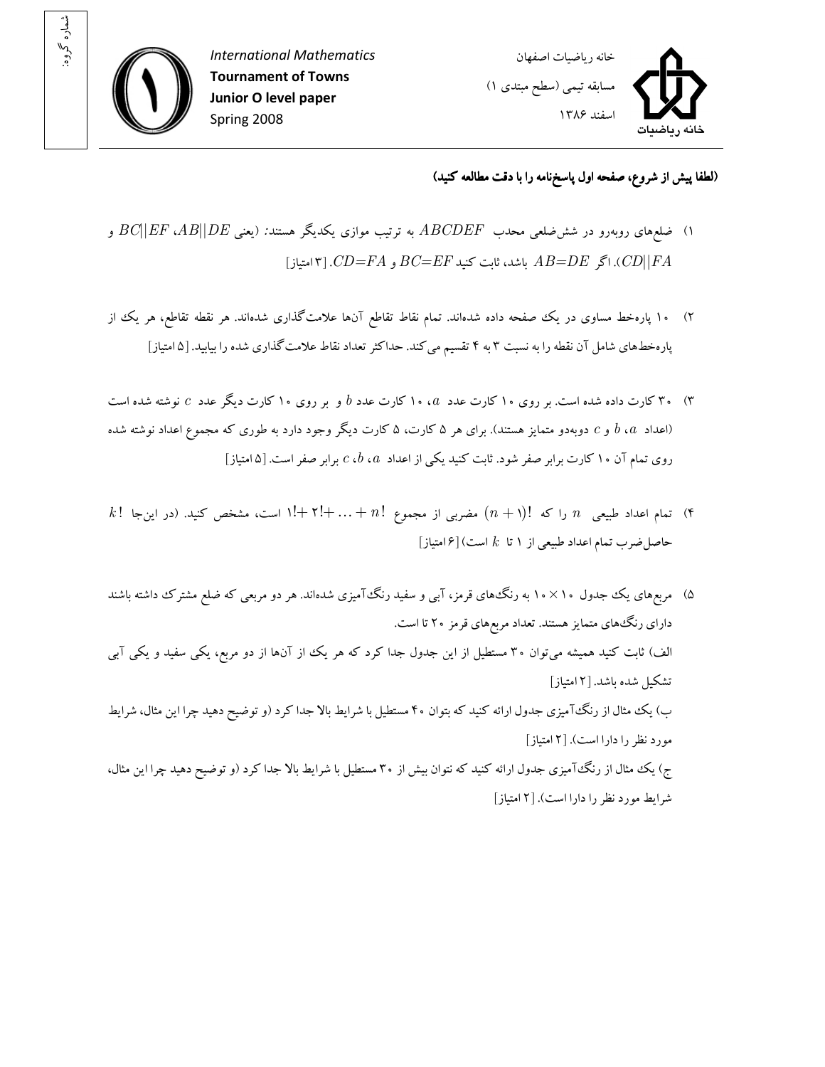شماره گروه:

*International Mathematics*
**Tournament of Towns**
**Junior O level paper**
Spring 2008

خانه ریاضیات اصفهان
مسابقه تیمی (سطح مبتدی ۱)
اسفند ۱۳۸۶

**(لطفا پیش از شروع، صفحه اول پاسخ‌نامه را با دقت مطالعه کنید)**

۱) ضلع‌های روبه‌رو در شش‌ضلعی محدب $ABCDEF$ به ترتیب موازی یکدیگر هستند: (یعنی $AB||DE$، $BC||EF$ و $CD||FA$). اگر $AB=DE$ باشد، ثابت کنید $BC=EF$ و $CD=FA$. [۳ امتیاز]

۲) ۱۰ پاره‌خط مساوی در یک صفحه داده شده‌اند. تمام نقاط تقاطع آن‌ها علامت‌گذاری شده‌اند. هر نقطه تقاطع، هر یک از پاره‌خط‌های شامل آن نقطه را به نسبت ۳ به ۴ تقسیم می‌کند. حداکثر تعداد نقاط علامت‌گذاری شده را بیابید. [۵ امتیاز]

۳) ۳۰ کارت داده شده است. بر روی ۱۰ کارت عدد $a$، ۱۰ کارت عدد $b$ و بر روی ۱۰ کارت دیگر عدد $c$ نوشته شده است (اعداد $a$، $b$ و $c$ دوبه‌دو متمایز هستند). برای هر ۵ کارت، ۵ کارت دیگر وجود دارد به طوری که مجموع اعداد نوشته شده روی تمام آن ۱۰ کارت برابر صفر شود. ثابت کنید یکی از اعداد $a$، $b$، $c$ برابر صفر است. [۵ امتیاز]

۴) تمام اعداد طبیعی $n$ را که $(n+1)!$ مضربی از مجموع $1!+2!+\ldots+n!$ است، مشخص کنید. (در این‌جا $k!$ حاصل‌ضرب تمام اعداد طبیعی از ۱ تا $k$ است) [۶ امتیاز]

۵) مربع‌های یک جدول $10\times10$ به رنگ‌های قرمز، آبی و سفید رنگ‌آمیزی شده‌اند. هر دو مربعی که ضلع مشترک داشته باشند دارای رنگ‌های متمایز هستند. تعداد مربع‌های قرمز ۲۰ تا است.

الف) ثابت کنید همیشه می‌توان ۳۰ مستطیل از این جدول جدا کرد که هر یک از آن‌ها از دو مربع، یکی سفید و یکی آبی تشکیل شده باشد. [۲ امتیاز]

ب) یک مثال از رنگ‌آمیزی جدول ارائه کنید که بتوان ۴۰ مستطیل با شرایط بالا جدا کرد (و توضیح دهید چرا این مثال، شرایط مورد نظر را دارا است). [۲ امتیاز]

ج) یک مثال از رنگ‌آمیزی جدول ارائه کنید که نتوان بیش از ۳۰ مستطیل با شرایط بالا جدا کرد (و توضیح دهید چرا این مثال، شرایط مورد نظر را دارا است). [۲ امتیاز]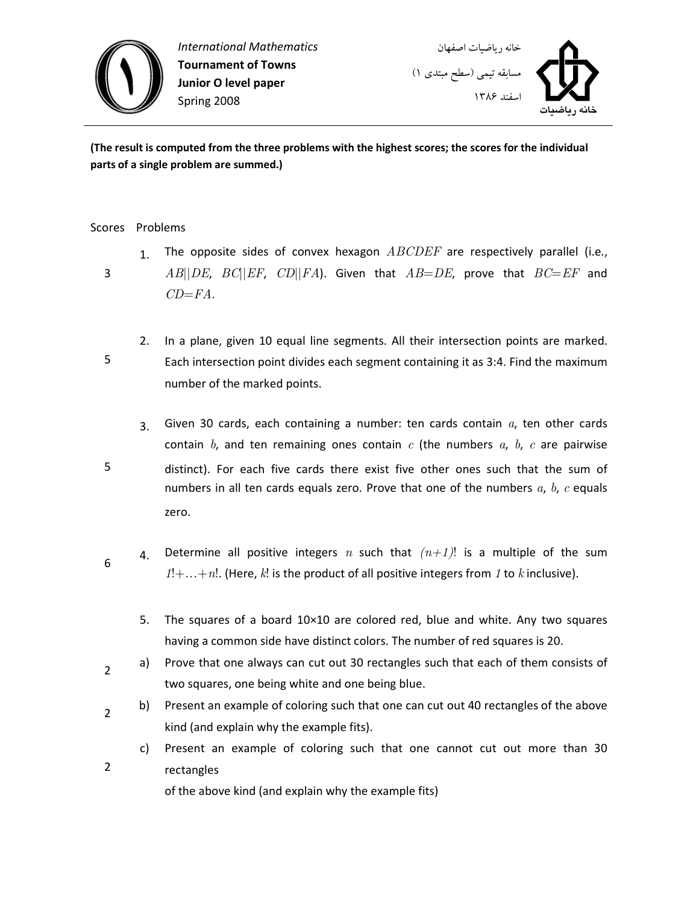International Mathematics
**Tournament of Towns**
**Junior O level paper**
Spring 2008

خانه ریاضیات اصفهان
مسابقه تیمی (سطح مبتدی ۱)
اسفند ۱۳۸۶

**(The result is computed from the three problems with the highest scores; the scores for the individual parts of a single problem are summed.)**

Scores Problems

**3** 1. The opposite sides of convex hexagon $ABCDEF$ are respectively parallel (i.e., $AB||DE$, $BC||EF$, $CD||FA$). Given that $AB=DE$, prove that $BC=EF$ and $CD=FA$.

**5** 2. In a plane, given 10 equal line segments. All their intersection points are marked. Each intersection point divides each segment containing it as 3:4. Find the maximum number of the marked points.

**5** 3. Given 30 cards, each containing a number: ten cards contain $a$, ten other cards contain $b$, and ten remaining ones contain $c$ (the numbers $a$, $b$, $c$ are pairwise distinct). For each five cards there exist five other ones such that the sum of numbers in all ten cards equals zero. Prove that one of the numbers $a$, $b$, $c$ equals zero.

**6** 4. Determine all positive integers $n$ such that $(n+1)!$ is a multiple of the sum $1!+\ldots+n!$. (Here, $k!$ is the product of all positive integers from $1$ to $k$ inclusive).

5. The squares of a board 10×10 are colored red, blue and white. Any two squares having a common side have distinct colors. The number of red squares is 20.

**2** a) Prove that one always can cut out 30 rectangles such that each of them consists of two squares, one being white and one being blue.

**2** b) Present an example of coloring such that one can cut out 40 rectangles of the above kind (and explain why the example fits).

**2** c) Present an example of coloring such that one cannot cut out more than 30 rectangles of the above kind (and explain why the example fits)